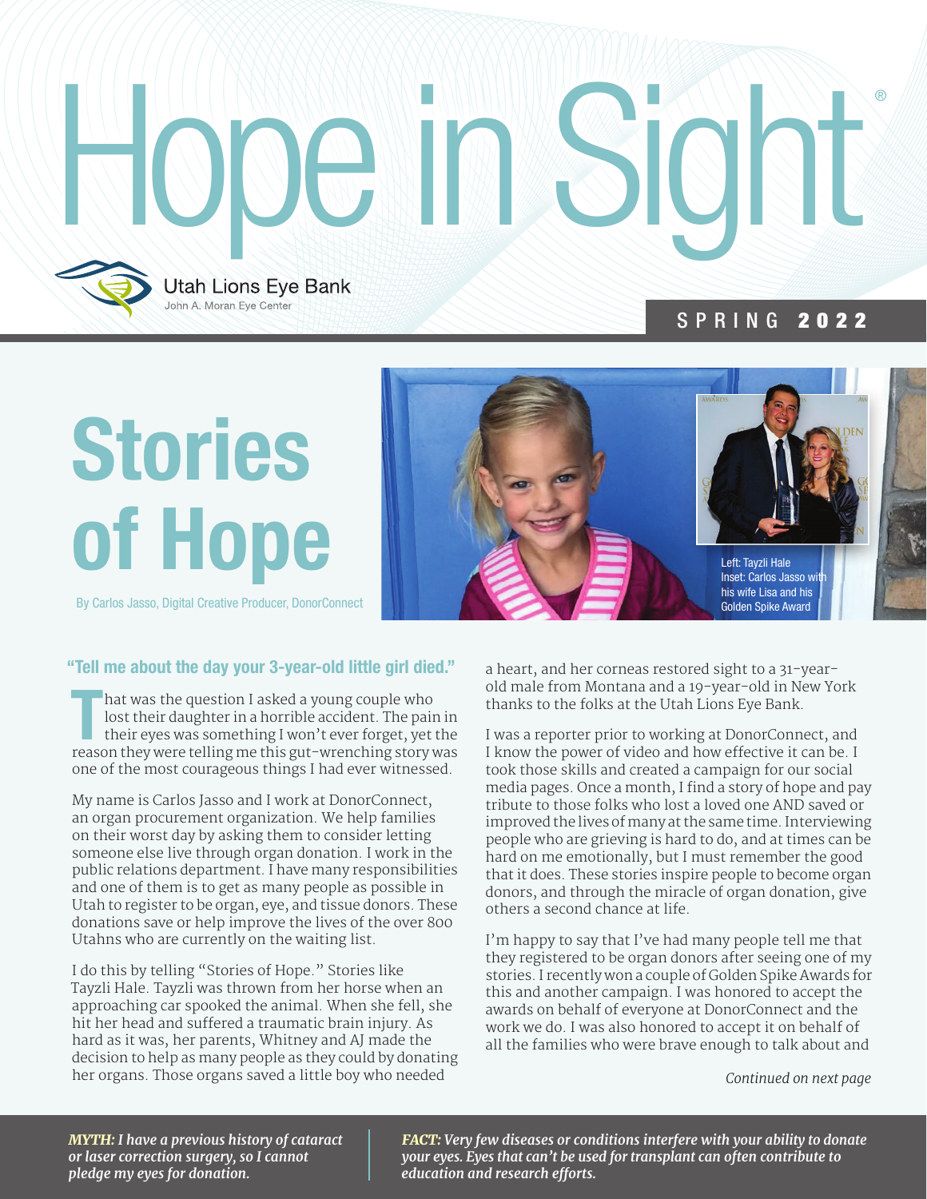# Hope in Sight®

Utah Lions Eye Bank
John A. Moran Eye Center

SPRING **2022**

## Stories of Hope

By Carlos Jasso, Digital Creative Producer, DonorConnect

Left: Tayzli Hale
Inset: Carlos Jasso with his wife Lisa and his Golden Spike Award

### "Tell me about the day your 3-year-old little girl died."

That was the question I asked a young couple who lost their daughter in a horrible accident. The pain in their eyes was something I won't ever forget, yet the reason they were telling me this gut-wrenching story was one of the most courageous things I had ever witnessed.

My name is Carlos Jasso and I work at DonorConnect, an organ procurement organization. We help families on their worst day by asking them to consider letting someone else live through organ donation. I work in the public relations department. I have many responsibilities and one of them is to get as many people as possible in Utah to register to be organ, eye, and tissue donors. These donations save or help improve the lives of the over 800 Utahns who are currently on the waiting list.

I do this by telling "Stories of Hope." Stories like Tayzli Hale. Tayzli was thrown from her horse when an approaching car spooked the animal. When she fell, she hit her head and suffered a traumatic brain injury. As hard as it was, her parents, Whitney and AJ made the decision to help as many people as they could by donating her organs. Those organs saved a little boy who needed a heart, and her corneas restored sight to a 31-year-old male from Montana and a 19-year-old in New York thanks to the folks at the Utah Lions Eye Bank.

I was a reporter prior to working at DonorConnect, and I know the power of video and how effective it can be. I took those skills and created a campaign for our social media pages. Once a month, I find a story of hope and pay tribute to those folks who lost a loved one AND saved or improved the lives of many at the same time. Interviewing people who are grieving is hard to do, and at times can be hard on me emotionally, but I must remember the good that it does. These stories inspire people to become organ donors, and through the miracle of organ donation, give others a second chance at life.

I'm happy to say that I've had many people tell me that they registered to be organ donors after seeing one of my stories. I recently won a couple of Golden Spike Awards for this and another campaign. I was honored to accept the awards on behalf of everyone at DonorConnect and the work we do. I was also honored to accept it on behalf of all the families who were brave enough to talk about and

*Continued on next page*

***MYTH:** I have a previous history of cataract or laser correction surgery, so I cannot pledge my eyes for donation.*

***FACT:** Very few diseases or conditions interfere with your ability to donate your eyes. Eyes that can't be used for transplant can often contribute to education and research efforts.*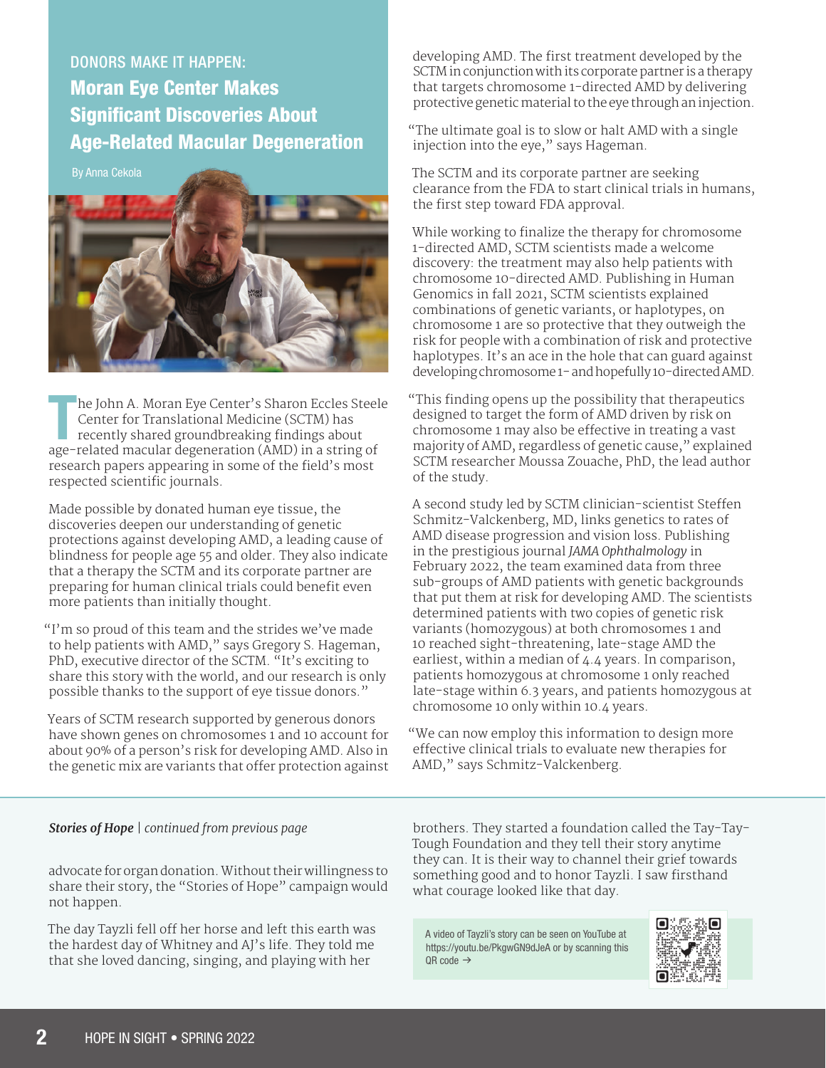DONORS MAKE IT HAPPEN:

# Moran Eye Center Makes Significant Discoveries About Age-Related Macular Degeneration

By Anna Cekola

The John A. Moran Eye Center's Sharon Eccles Steele Center for Translational Medicine (SCTM) has recently shared groundbreaking findings about age-related macular degeneration (AMD) in a string of research papers appearing in some of the field's most respected scientific journals.

Made possible by donated human eye tissue, the discoveries deepen our understanding of genetic protections against developing AMD, a leading cause of blindness for people age 55 and older. They also indicate that a therapy the SCTM and its corporate partner are preparing for human clinical trials could benefit even more patients than initially thought.

"I'm so proud of this team and the strides we've made to help patients with AMD," says Gregory S. Hageman, PhD, executive director of the SCTM. "It's exciting to share this story with the world, and our research is only possible thanks to the support of eye tissue donors."

Years of SCTM research supported by generous donors have shown genes on chromosomes 1 and 10 account for about 90% of a person's risk for developing AMD. Also in the genetic mix are variants that offer protection against developing AMD. The first treatment developed by the SCTM in conjunction with its corporate partner is a therapy that targets chromosome 1-directed AMD by delivering protective genetic material to the eye through an injection.

"The ultimate goal is to slow or halt AMD with a single injection into the eye," says Hageman.

The SCTM and its corporate partner are seeking clearance from the FDA to start clinical trials in humans, the first step toward FDA approval.

While working to finalize the therapy for chromosome 1-directed AMD, SCTM scientists made a welcome discovery: the treatment may also help patients with chromosome 10-directed AMD. Publishing in Human Genomics in fall 2021, SCTM scientists explained combinations of genetic variants, or haplotypes, on chromosome 1 are so protective that they outweigh the risk for people with a combination of risk and protective haplotypes. It's an ace in the hole that can guard against developing chromosome 1- and hopefully 10-directed AMD.

"This finding opens up the possibility that therapeutics designed to target the form of AMD driven by risk on chromosome 1 may also be effective in treating a vast majority of AMD, regardless of genetic cause," explained SCTM researcher Moussa Zouache, PhD, the lead author of the study.

A second study led by SCTM clinician-scientist Steffen Schmitz-Valckenberg, MD, links genetics to rates of AMD disease progression and vision loss. Publishing in the prestigious journal *JAMA Ophthalmology* in February 2022, the team examined data from three sub-groups of AMD patients with genetic backgrounds that put them at risk for developing AMD. The scientists determined patients with two copies of genetic risk variants (homozygous) at both chromosomes 1 and 10 reached sight-threatening, late-stage AMD the earliest, within a median of 4.4 years. In comparison, patients homozygous at chromosome 1 only reached late-stage within 6.3 years, and patients homozygous at chromosome 10 only within 10.4 years.

"We can now employ this information to design more effective clinical trials to evaluate new therapies for AMD," says Schmitz-Valckenberg.

---

***Stories of Hope*** | *continued from previous page*

advocate for organ donation. Without their willingness to share their story, the "Stories of Hope" campaign would not happen.

The day Tayzli fell off her horse and left this earth was the hardest day of Whitney and AJ's life. They told me that she loved dancing, singing, and playing with her brothers. They started a foundation called the Tay-Tay-Tough Foundation and they tell their story anytime they can. It is their way to channel their grief towards something good and to honor Tayzli. I saw firsthand what courage looked like that day.

A video of Tayzli's story can be seen on YouTube at https://youtu.be/PkgwGN9dJeA or by scanning this QR code →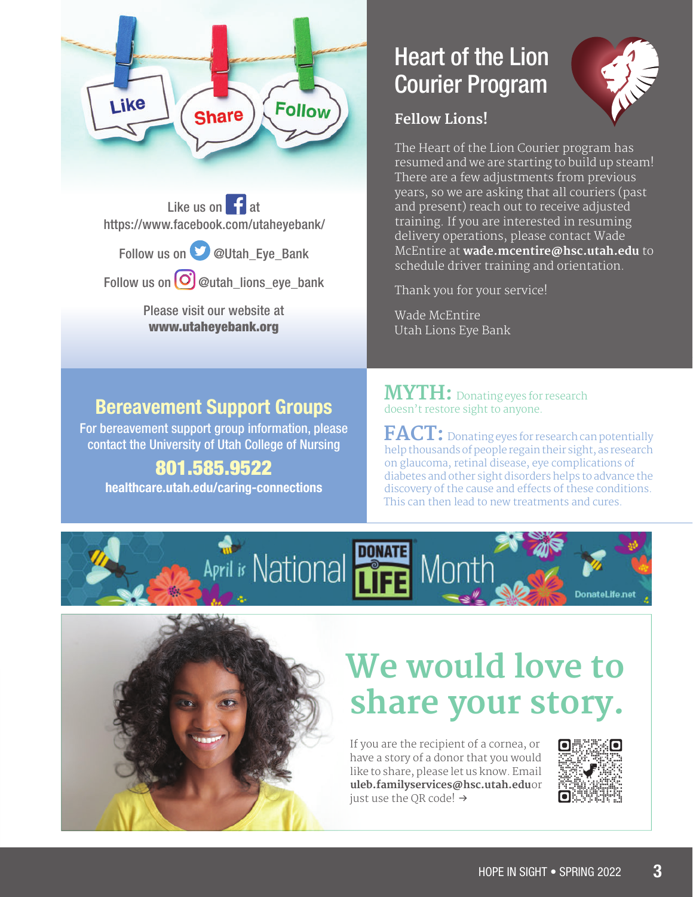Like · Share · Follow

Like us on Facebook at https://www.facebook.com/utaheyebank/

Follow us on Twitter @Utah_Eye_Bank

Follow us on Instagram @utah_lions_eye_bank

Please visit our website at **www.utaheyebank.org**

## Heart of the Lion Courier Program

### Fellow Lions!

The Heart of the Lion Courier program has resumed and we are starting to build up steam! There are a few adjustments from previous years, so we are asking that all couriers (past and present) reach out to receive adjusted training. If you are interested in resuming delivery operations, please contact Wade McEntire at **wade.mcentire@hsc.utah.edu** to schedule driver training and orientation.

Thank you for your service!

Wade McEntire
Utah Lions Eye Bank

## Bereavement Support Groups

For bereavement support group information, please contact the University of Utah College of Nursing

**801.585.9522**

**healthcare.utah.edu/caring-connections**

**MYTH:** Donating eyes for research doesn't restore sight to anyone.

**FACT:** Donating eyes for research can potentially help thousands of people regain their sight, as research on glaucoma, retinal disease, eye complications of diabetes and other sight disorders helps to advance the discovery of the cause and effects of these conditions. This can then lead to new treatments and cures.

April is National DONATE LIFE Month — DonateLife.net

## We would love to share your story.

If you are the recipient of a cornea, or have a story of a donor that you would like to share, please let us know. Email **uleb.familyservices@hsc.utah.edu** or just use the QR code! →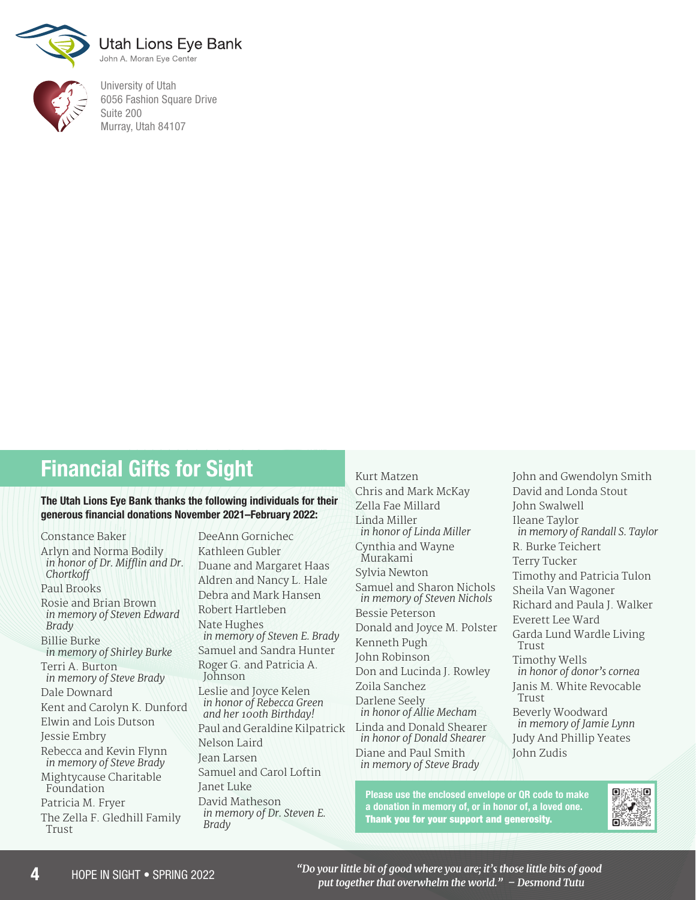Utah Lions Eye Bank
John A. Moran Eye Center

University of Utah
6056 Fashion Square Drive
Suite 200
Murray, Utah 84107

## Financial Gifts for Sight

**The Utah Lions Eye Bank thanks the following individuals for their generous financial donations November 2021–February 2022:**

Constance Baker
Arlyn and Norma Bodily
*in honor of Dr. Mifflin and Dr. Chortkoff*
Paul Brooks
Rosie and Brian Brown
*in memory of Steven Edward Brady*
Billie Burke
*in memory of Shirley Burke*
Terri A. Burton
*in memory of Steve Brady*
Dale Downard
Kent and Carolyn K. Dunford
Elwin and Lois Dutson
Jessie Embry
Rebecca and Kevin Flynn
*in memory of Steve Brady*
Mightycause Charitable Foundation
Patricia M. Fryer
The Zella F. Gledhill Family Trust
DeeAnn Gornichec
Kathleen Gubler
Duane and Margaret Haas
Aldren and Nancy L. Hale
Debra and Mark Hansen
Robert Hartleben
Nate Hughes
*in memory of Steven E. Brady*
Samuel and Sandra Hunter
Roger G. and Patricia A. Johnson
Leslie and Joyce Kelen
*in honor of Rebecca Green and her 100th Birthday!*
Paul and Geraldine Kilpatrick
Nelson Laird
Jean Larsen
Samuel and Carol Loftin
Janet Luke
David Matheson
*in memory of Dr. Steven E. Brady*
Kurt Matzen
Chris and Mark McKay
Zella Fae Millard
Linda Miller
*in honor of Linda Miller*
Cynthia and Wayne Murakami
Sylvia Newton
Samuel and Sharon Nichols
*in memory of Steven Nichols*
Bessie Peterson
Donald and Joyce M. Polster
Kenneth Pugh
John Robinson
Don and Lucinda J. Rowley
Zoila Sanchez
Darlene Seely
*in honor of Allie Mecham*
Linda and Donald Shearer
*in honor of Donald Shearer*
Diane and Paul Smith
*in memory of Steve Brady*
John and Gwendolyn Smith
David and Londa Stout
John Swalwell
Ileane Taylor
*in memory of Randall S. Taylor*
R. Burke Teichert
Terry Tucker
Timothy and Patricia Tulon
Sheila Van Wagoner
Richard and Paula J. Walker
Everett Lee Ward
Garda Lund Wardle Living Trust
Timothy Wells
*in honor of donor's cornea*
Janis M. White Revocable Trust
Beverly Woodward
*in memory of Jamie Lynn*
Judy And Phillip Yeates
John Zudis

**Please use the enclosed envelope or QR code to make a donation in memory of, or in honor of, a loved one. Thank you for your support and generosity.**

*"Do your little bit of good where you are; it's those little bits of good put together that overwhelm the world." – Desmond Tutu*